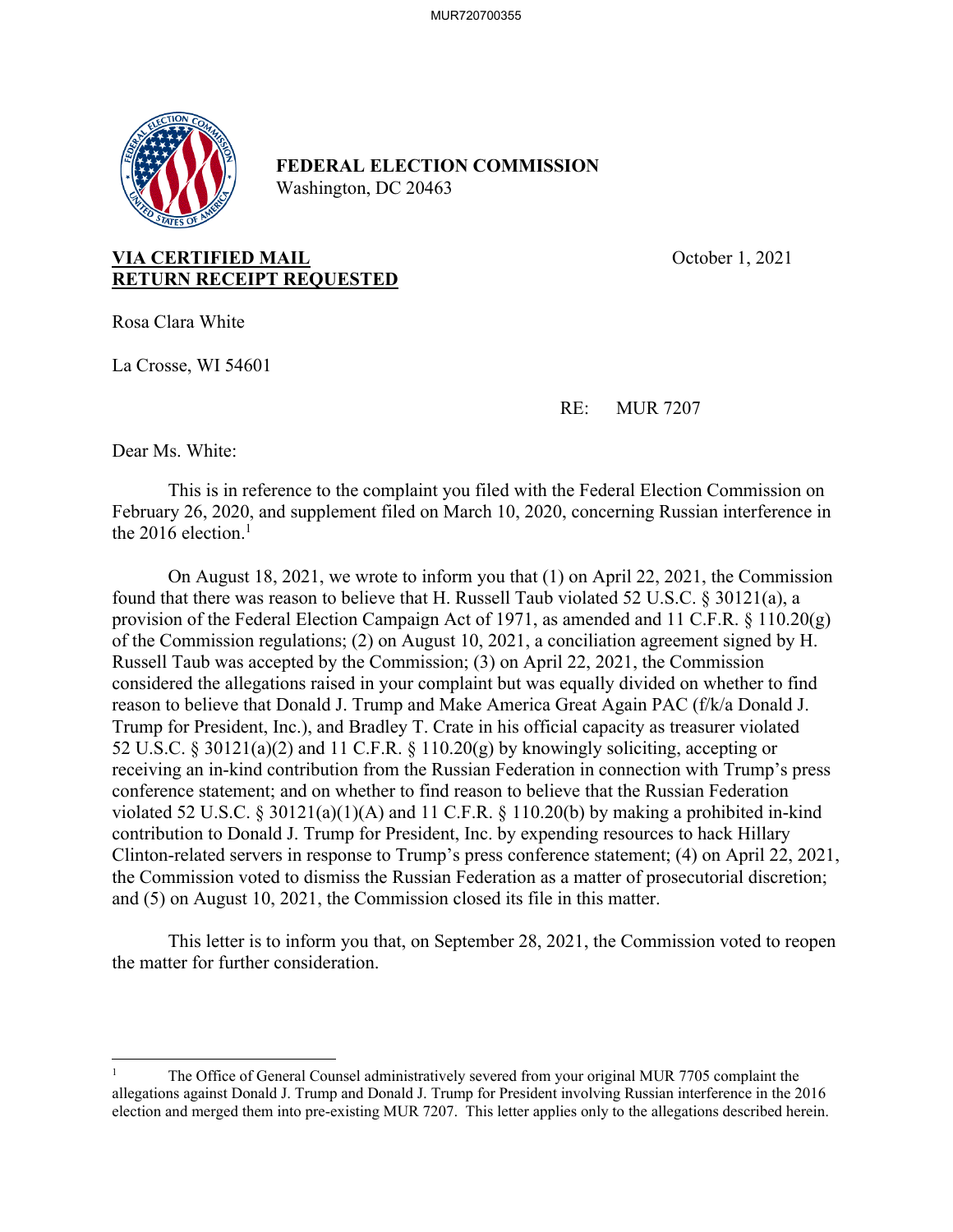**FEDERAL ELECTION COMMISSION**
Washington, DC 20463

**VIA CERTIFIED MAIL**
**RETURN RECEIPT REQUESTED**

October 1, 2021

Rosa Clara White

La Crosse, WI 54601

RE: MUR 7207

Dear Ms. White:

This is in reference to the complaint you filed with the Federal Election Commission on February 26, 2020, and supplement filed on March 10, 2020, concerning Russian interference in the 2016 election.[1]

On August 18, 2021, we wrote to inform you that (1) on April 22, 2021, the Commission found that there was reason to believe that H. Russell Taub violated 52 U.S.C. § 30121(a), a provision of the Federal Election Campaign Act of 1971, as amended and 11 C.F.R. § 110.20(g) of the Commission regulations; (2) on August 10, 2021, a conciliation agreement signed by H. Russell Taub was accepted by the Commission; (3) on April 22, 2021, the Commission considered the allegations raised in your complaint but was equally divided on whether to find reason to believe that Donald J. Trump and Make America Great Again PAC (f/k/a Donald J. Trump for President, Inc.), and Bradley T. Crate in his official capacity as treasurer violated 52 U.S.C. § 30121(a)(2) and 11 C.F.R. § 110.20(g) by knowingly soliciting, accepting or receiving an in-kind contribution from the Russian Federation in connection with Trump's press conference statement; and on whether to find reason to believe that the Russian Federation violated 52 U.S.C. § 30121(a)(1)(A) and 11 C.F.R. § 110.20(b) by making a prohibited in-kind contribution to Donald J. Trump for President, Inc. by expending resources to hack Hillary Clinton-related servers in response to Trump's press conference statement; (4) on April 22, 2021, the Commission voted to dismiss the Russian Federation as a matter of prosecutorial discretion; and (5) on August 10, 2021, the Commission closed its file in this matter.

This letter is to inform you that, on September 28, 2021, the Commission voted to reopen the matter for further consideration.

---

[1] The Office of General Counsel administratively severed from your original MUR 7705 complaint the allegations against Donald J. Trump and Donald J. Trump for President involving Russian interference in the 2016 election and merged them into pre-existing MUR 7207. This letter applies only to the allegations described herein.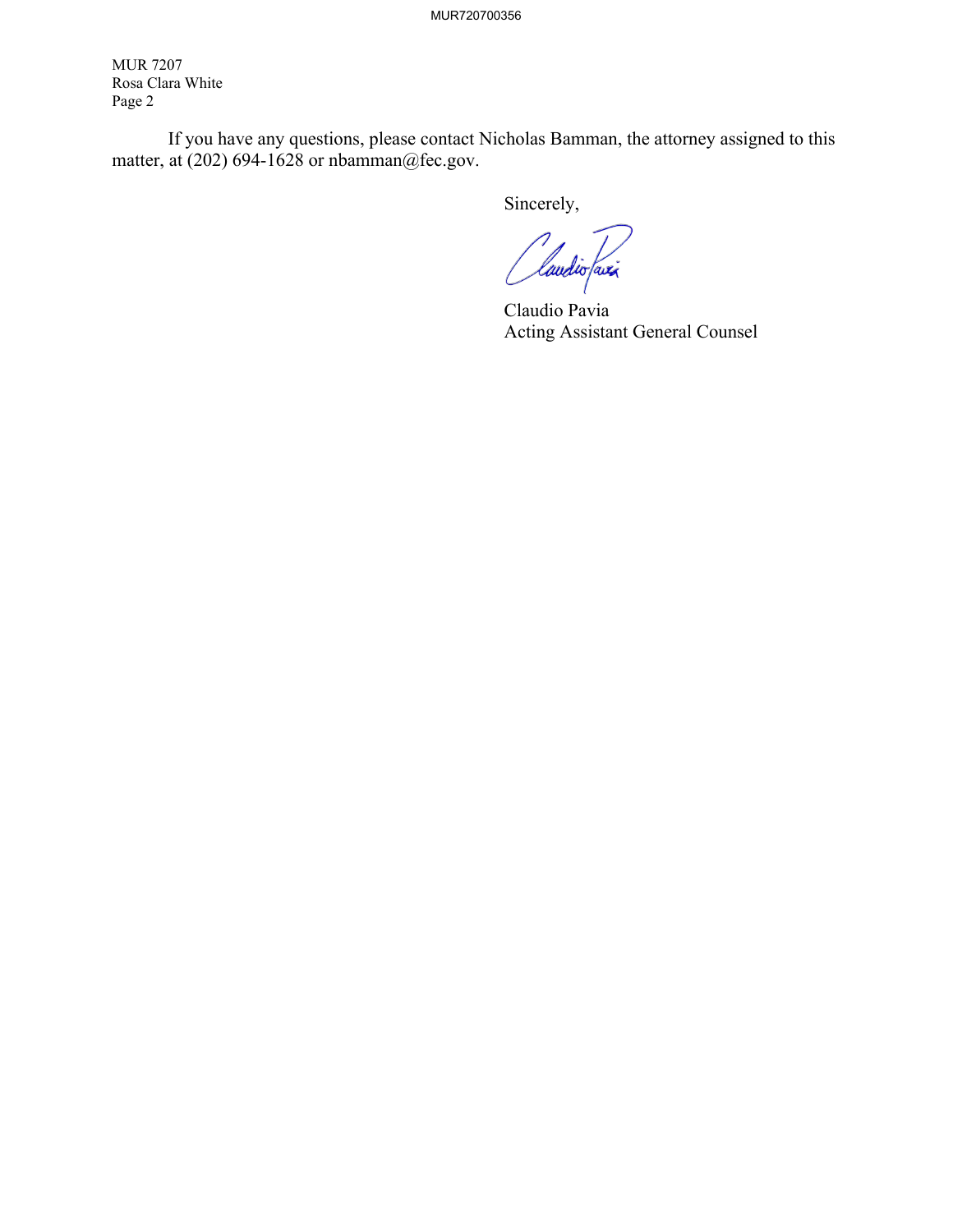MUR 7207
Rosa Clara White
Page 2

If you have any questions, please contact Nicholas Bamman, the attorney assigned to this matter, at (202) 694-1628 or nbamman@fec.gov.

Sincerely,

Claudio Pavia
Acting Assistant General Counsel